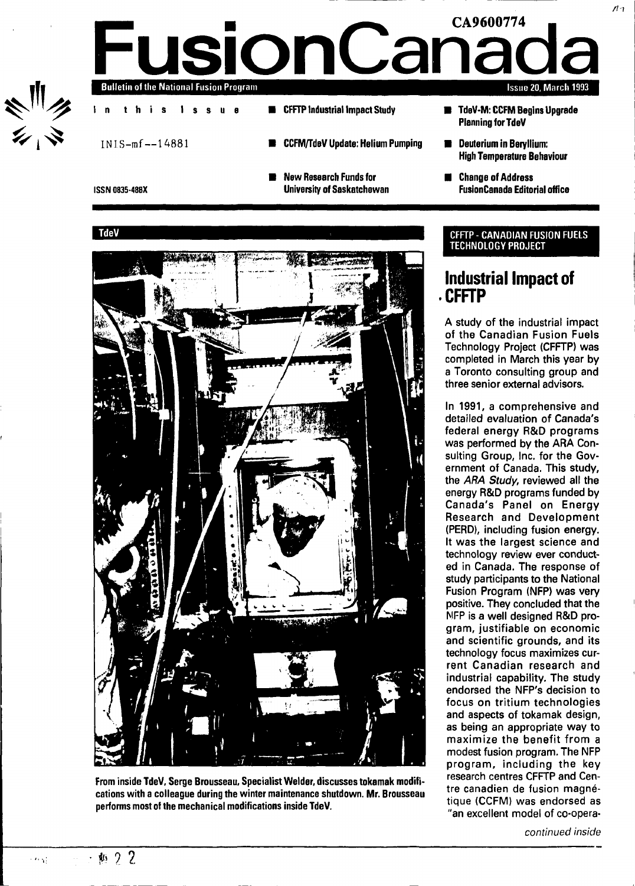CA9600774

# FusionCanada

**Bulletin of the National Fusion Program** — Issue 20, March 1993

In this Issue

- **CFFTP Industrial Impact Study**
- **CCFM/TdeV Update: Helium Pumping**
- **New Research Funds for University of Saskatchewan**
- **TdeV-M: CCFM Begins Upgrade Planning for TdeV**
- **Deuterium in Beryllium: High Temperature Behaviour**
- **Change of Address FusionCanada Editorial office**

INIS-mf--14881

ISSN 0835-488X

**TdeV**

From inside TdeV, Serge Brousseau, Specialist Welder, discusses tokamak modifications with a colleague during the winter maintenance shutdown. Mr. Brousseau performs most of the mechanical modifications inside TdeV.

**CFFTP - CANADIAN FUSION FUELS TECHNOLOGY PROJECT**

## Industrial Impact of CFFTP

A study of the industrial impact of the Canadian Fusion Fuels Technology Project (CFFTP) was completed in March this year by a Toronto consulting group and three senior external advisors.

In 1991, a comprehensive and detailed evaluation of Canada's federal energy R&D programs was performed by the ARA Consulting Group, Inc. for the Government of Canada. This study, the *ARA Study*, reviewed all the energy R&D programs funded by Canada's Panel on Energy Research and Development (PERD), including fusion energy. It was the largest science and technology review ever conducted in Canada. The response of study participants to the National Fusion Program (NFP) was very positive. They concluded that the NFP is a well designed R&D program, justifiable on economic and scientific grounds, and its technology focus maximizes current Canadian research and industrial capability. The study endorsed the NFP's decision to focus on tritium technologies and aspects of tokamak design, as being an appropriate way to maximize the benefit from a modest fusion program. The NFP program, including the key research centres CFFTP and Centre canadien de fusion magnétique (CCFM) was endorsed as "an excellent model of co-opera-

*continued inside*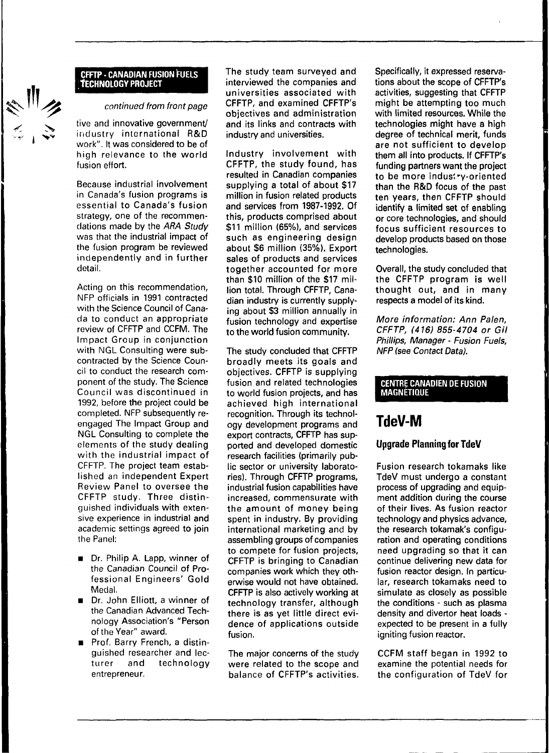## CFFTP - CANADIAN FUSION FUELS TECHNOLOGY PROJECT

*continued from front page*

tive and innovative government/industry international R&D work". It was considered to be of high relevance to the world fusion effort.

Because industrial involvement in Canada's fusion programs is essential to Canada's fusion strategy, one of the recommendations made by the *ARA Study* was that the industrial impact of the fusion program be reviewed independently and in further detail.

Acting on this recommendation, NFP officials in 1991 contracted with the Science Council of Canada to conduct an appropriate review of CFFTP and CCFM. The Impact Group in conjunction with NGL Consulting were subcontracted by the Science Council to conduct the research component of the study. The Science Council was discontinued in 1992, before the project could be completed. NFP subsequently re-engaged The Impact Group and NGL Consulting to complete the elements of the study dealing with the industrial impact of CFFTP. The project team established an independent Expert Review Panel to oversee the CFFTP study. Three distinguished individuals with extensive experience in industrial and academic settings agreed to join the Panel:

- Dr. Philip A. Lapp, winner of the Canadian Council of Professional Engineers' Gold Medal.
- Dr. John Elliott, a winner of the Canadian Advanced Technology Association's "Person of the Year" award.
- Prof. Barry French, a distinguished researcher and lecturer and technology entrepreneur.

The study team surveyed and interviewed the companies and universities associated with CFFTP, and examined CFFTP's objectives and administration and its links and contracts with industry and universities.

Industry involvement with CFFTP, the study found, has resulted in Canadian companies supplying a total of about $17 million in fusion related products and services from 1987-1992. Of this, products comprised about $11 million (65%), and services such as engineering design about $6 million (35%). Export sales of products and services together accounted for more than $10 million of the $17 million total. Through CFFTP, Canadian industry is currently supplying about $3 million annually in fusion technology and expertise to the world fusion community.

The study concluded that CFFTP broadly meets its goals and objectives. CFFTP is supplying fusion and related technologies to world fusion projects, and has achieved high international recognition. Through its technology development programs and export contracts, CFFTP has supported and developed domestic research facilities (primarily public sector or university laboratories). Through CFFTP programs, industrial fusion capabilities have increased, commensurate with the amount of money being spent in industry. By providing international marketing and by assembling groups of companies to compete for fusion projects, CFFTP is bringing to Canadian companies work which they otherwise would not have obtained. CFFTP is also actively working at technology transfer, although there is as yet little direct evidence of applications outside fusion.

The major concerns of the study were related to the scope and balance of CFFTP's activities. Specifically, it expressed reservations about the scope of CFFTP's activities, suggesting that CFFTP might be attempting too much with limited resources. While the technologies might have a high degree of technical merit, funds are not sufficient to develop them all into products. If CFFTP's funding partners want the project to be more industry-oriented than the R&D focus of the past ten years, then CFFTP should identify a limited set of enabling or core technologies, and should focus sufficient resources to develop products based on those technologies.

Overall, the study concluded that the CFFTP program is well thought out, and in many respects a model of its kind.

*More information: Ann Palen, CFFTP, (416) 855-4704 or Gil Phillips, Manager - Fusion Fuels, NFP (see Contact Data).*

## CENTRE CANADIEN DE FUSION MAGNÉTIQUE

# TdeV-M

### Upgrade Planning for TdeV

Fusion research tokamaks like TdeV must undergo a constant process of upgrading and equipment addition during the course of their lives. As fusion reactor technology and physics advance, the research tokamak's configuration and operating conditions need upgrading so that it can continue delivering new data for fusion reactor design. In particular, research tokamaks need to simulate as closely as possible the conditions - such as plasma density and divertor heat loads - expected to be present in a fully igniting fusion reactor.

CCFM staff began in 1992 to examine the potential needs for the configuration of TdeV for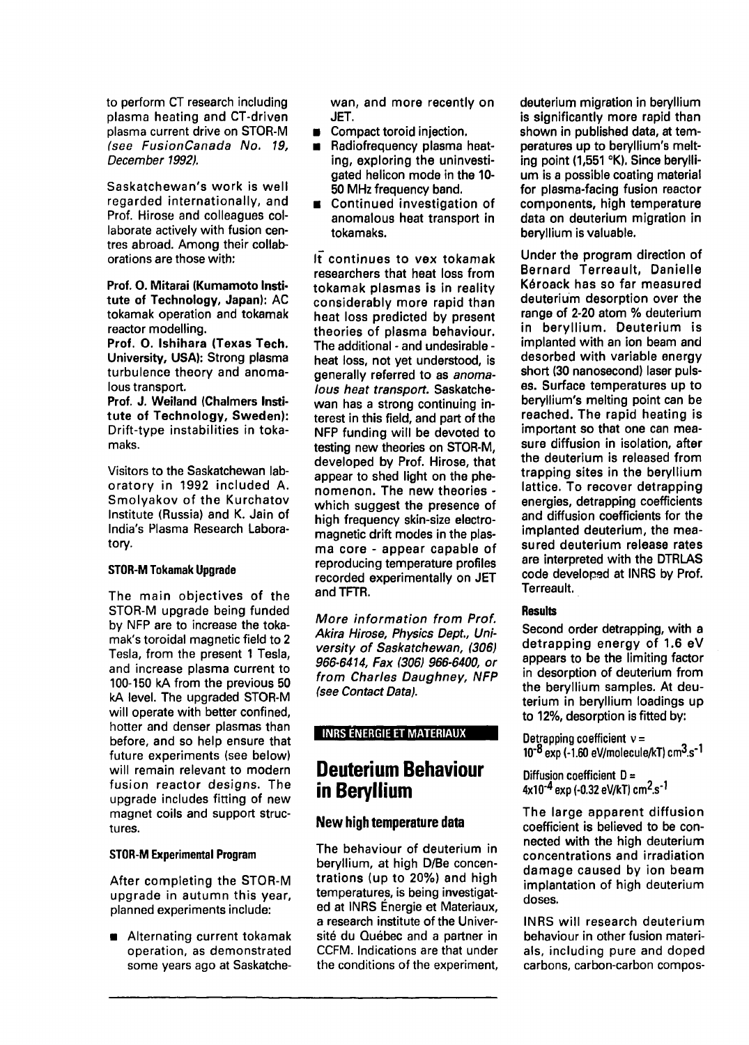to perform CT research including plasma heating and CT-driven plasma current drive on STOR-M *(see FusionCanada No. 19, December 1992)*.

Saskatchewan's work is well regarded internationally, and Prof. Hirose and colleagues collaborate actively with fusion centres abroad. Among their collaborations are those with:

**Prof. O. Mitarai (Kumamoto Institute of Technology, Japan):** AC tokamak operation and tokamak reactor modelling.
**Prof. O. Ishihara (Texas Tech. University, USA):** Strong plasma turbulence theory and anomalous transport.
**Prof. J. Weiland (Chalmers Institute of Technology, Sweden):** Drift-type instabilities in tokamaks.

Visitors to the Saskatchewan laboratory in 1992 included A. Smolyakov of the Kurchatov Institute (Russia) and K. Jain of India's Plasma Research Laboratory.

### STOR-M Tokamak Upgrade

The main objectives of the STOR-M upgrade being funded by NFP are to increase the tokamak's toroidal magnetic field to 2 Tesla, from the present 1 Tesla, and increase plasma current to 100-150 kA from the previous 50 kA level. The upgraded STOR-M will operate with better confined, hotter and denser plasmas than before, and so help ensure that future experiments (see below) will remain relevant to modern fusion reactor designs. The upgrade includes fitting of new magnet coils and support structures.

### STOR-M Experimental Program

After completing the STOR-M upgrade in autumn this year, planned experiments include:

- Alternating current tokamak operation, as demonstrated some years ago at Saskatchewan, and more recently on JET.
- Compact toroid injection.
- Radiofrequency plasma heating, exploring the uninvestigated helicon mode in the 10-50 MHz frequency band.
- Continued investigation of anomalous heat transport in tokamaks.

It continues to vex tokamak researchers that heat loss from tokamak plasmas is in reality considerably more rapid than heat loss predicted by present theories of plasma behaviour. The additional - and undesirable - heat loss, not yet understood, is generally referred to as *anomalous heat transport*. Saskatchewan has a strong continuing interest in this field, and part of the NFP funding will be devoted to testing new theories on STOR-M, developed by Prof. Hirose, that appear to shed light on the phenomenon. The new theories - which suggest the presence of high frequency skin-size electromagnetic drift modes in the plasma core - appear capable of reproducing temperature profiles recorded experimentally on JET and TFTR.

*More information from Prof. Akira Hirose, Physics Dept., University of Saskatchewan, (306) 966-6414, Fax (306) 966-6400, or from Charles Daughney, NFP (see Contact Data).*

**INRS ÉNERGIE ET MATERIAUX**

# Deuterium Behaviour in Beryllium

## New high temperature data

The behaviour of deuterium in beryllium, at high D/Be concentrations (up to 20%) and high temperatures, is being investigated at INRS Énergie et Materiaux, a research institute of the Université du Québec and a partner in CCFM. Indications are that under the conditions of the experiment, deuterium migration in beryllium is significantly more rapid than shown in published data, at temperatures up to beryllium's melting point (1,551 °K). Since beryllium is a possible coating material for plasma-facing fusion reactor components, high temperature data on deuterium migration in beryllium is valuable.

Under the program direction of Bernard Terreault, Danielle Kéroack has so far measured deuterium desorption over the range of 2-20 atom % deuterium in beryllium. Deuterium is implanted with an ion beam and desorbed with variable energy short (30 nanosecond) laser pulses. Surface temperatures up to beryllium's melting point can be reached. The rapid heating is important so that one can measure diffusion in isolation, after the deuterium is released from trapping sites in the beryllium lattice. To recover detrapping energies, detrapping coefficients and diffusion coefficients for the implanted deuterium, the measured deuterium release rates are interpreted with the DTRLAS code developed at INRS by Prof. Terreault.

### Results

Second order detrapping, with a detrapping energy of 1.6 eV appears to be the limiting factor in desorption of deuterium from the beryllium samples. At deuterium in beryllium loadings up to 12%, desorption is fitted by:

Detrapping coefficient $v = 10^{-8} \exp(-1.60 \text{ eV/molecule}/kT)\ \text{cm}^3.\text{s}^{-1}$

Diffusion coefficient $D = 4 \times 10^{-4} \exp(-0.32 \text{ eV}/kT)\ \text{cm}^2.\text{s}^{-1}$

The large apparent diffusion coefficient is believed to be connected with the high deuterium concentrations and irradiation damage caused by ion beam implantation of high deuterium doses.

INRS will research deuterium behaviour in other fusion materials, including pure and doped carbons, carbon-carbon compos-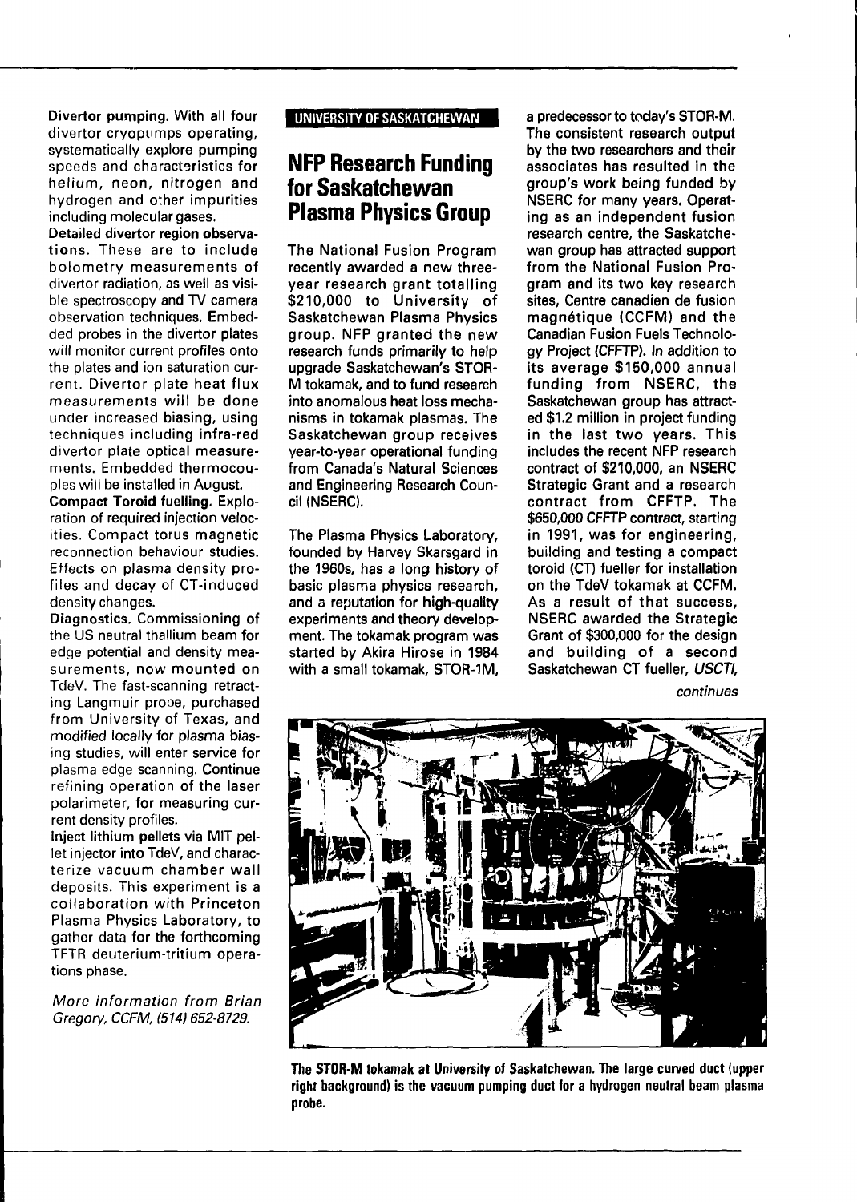**Divertor pumping.** With all four divertor cryopumps operating, systematically explore pumping speeds and characteristics for helium, neon, nitrogen and hydrogen and other impurities including molecular gases.

**Detailed divertor region observations.** These are to include bolometry measurements of divertor radiation, as well as visible spectroscopy and TV camera observation techniques. Embedded probes in the divertor plates will monitor current profiles onto the plates and ion saturation current. Divertor plate heat flux measurements will be done under increased biasing, using techniques including infra-red divertor plate optical measurements. Embedded thermocouples will be installed in August.

**Compact Toroid fuelling.** Exploration of required injection velocities. Compact torus magnetic reconnection behaviour studies. Effects on plasma density profiles and decay of CT-induced density changes.

**Diagnostics.** Commissioning of the US neutral thallium beam for edge potential and density measurements, now mounted on TdeV. The fast-scanning retracting Langmuir probe, purchased from University of Texas, and modified locally for plasma biasing studies, will enter service for plasma edge scanning. Continue refining operation of the laser polarimeter, for measuring current density profiles.

**Inject lithium pellets** via MIT pellet injector into TdeV, and characterize vacuum chamber wall deposits. This experiment is a collaboration with Princeton Plasma Physics Laboratory, to gather data for the forthcoming TFTR deuterium-tritium operations phase.

*More information from Brian Gregory, CCFM, (514) 652-8729.*

**UNIVERSITY OF SASKATCHEWAN**

# NFP Research Funding for Saskatchewan Plasma Physics Group

The National Fusion Program recently awarded a new three-year research grant totalling $210,000 to University of Saskatchewan Plasma Physics group. NFP granted the new research funds primarily to help upgrade Saskatchewan's STOR-M tokamak, and to fund research into anomalous heat loss mechanisms in tokamak plasmas. The Saskatchewan group receives year-to-year operational funding from Canada's Natural Sciences and Engineering Research Council (NSERC).

The Plasma Physics Laboratory, founded by Harvey Skarsgard in the 1960s, has a long history of basic plasma physics research, and a reputation for high-quality experiments and theory development. The tokamak program was started by Akira Hirose in 1984 with a small tokamak, STOR-1M, a predecessor to today's STOR-M. The consistent research output by the two researchers and their associates has resulted in the group's work being funded by NSERC for many years. Operating as an independent fusion research centre, the Saskatchewan group has attracted support from the National Fusion Program and its two key research sites, Centre canadien de fusion magnétique (CCFM) and the Canadian Fusion Fuels Technology Project (CFFTP). In addition to its average $150,000 annual funding from NSERC, the Saskatchewan group has attracted $1.2 million in project funding in the last two years. This includes the recent NFP research contract of $210,000, an NSERC Strategic Grant and a research contract from CFFTP. The $650,000 CFFTP contract, starting in 1991, was for engineering, building and testing a compact toroid (CT) fueller for installation on the TdeV tokamak at CCFM. As a result of that success, NSERC awarded the Strategic Grant of $300,000 for the design and building of a second Saskatchewan CT fueller, *USCTI*,

*continues*

**The STOR-M tokamak at University of Saskatchewan. The large curved duct (upper right background) is the vacuum pumping duct for a hydrogen neutral beam plasma probe.**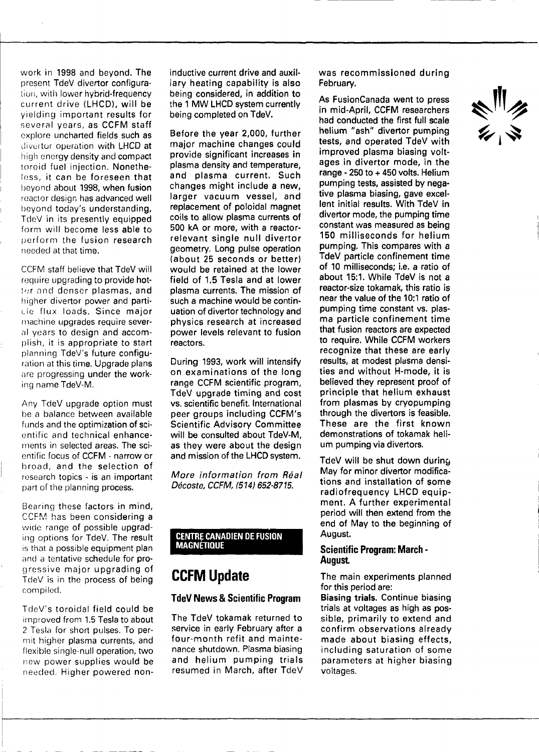work in 1998 and beyond. The present TdeV divertor configuration, with lower hybrid-frequency current drive (LHCD), will be yielding important results for several years, as CCFM staff explore uncharted fields such as divertor operation with LHCD at high energy density and compact toroid fuel injection. Nonetheless, it can be foreseen that beyond about 1998, when fusion reactor design has advanced well beyond today's understanding, TdeV in its presently equipped form will become less able to perform the fusion research needed at that time.

CCFM staff believe that TdeV will require upgrading to provide hotter and denser plasmas, and higher divertor power and particle flux loads. Since major machine upgrades require several years to design and accomplish, it is appropriate to start planning TdeV's future configuration at this time. Upgrade plans are progressing under the working name TdeV-M.

Any TdeV upgrade option must be a balance between available funds and the optimization of scientific and technical enhancements in selected areas. The scientific focus of CCFM - narrow or broad, and the selection of research topics - is an important part of the planning process.

Bearing these factors in mind, CCFM has been considering a wide range of possible upgrading options for TdeV. The result is that a possible equipment plan and a tentative schedule for progressive major upgrading of TdeV is in the process of being compiled.

TdeV's toroidal field could be improved from 1.5 Tesla to about 2 Tesla for short pulses. To permit higher plasma currents, and flexible single-null operation, two new power supplies would be needed. Higher powered non-inductive current drive and auxiliary heating capability is also being considered, in addition to the 1 MW LHCD system currently being completed on TdeV.

Before the year 2,000, further major machine changes could provide significant increases in plasma density and temperature, and plasma current. Such changes might include a new, larger vacuum vessel, and replacement of poloidal magnet coils to allow plasma currents of 500 kA or more, with a reactor-relevant single null divertor geometry. Long pulse operation (about 25 seconds or better) would be retained at the lower field of 1.5 Tesla and at lower plasma currents. The mission of such a machine would be continuation of divertor technology and physics research at increased power levels relevant to fusion reactors.

During 1993, work will intensify on examinations of the long range CCFM scientific program, TdeV upgrade timing and cost vs. scientific benefit. International peer groups including CCFM's Scientific Advisory Committee will be consulted about TdeV-M, as they were about the design and mission of the LHCD system.

*More information from Réal Décoste, CCFM, (514) 652-8715.*

**CENTRE CANADIEN DE FUSION MAGNÉTIQUE**

## CCFM Update

### TdeV News & Scientific Program

The TdeV tokamak returned to service in early February after a four-month refit and maintenance shutdown. Plasma biasing and helium pumping trials resumed in March, after TdeV was recommissioned during February.

As FusionCanada went to press in mid-April, CCFM researchers had conducted the first full scale helium "ash" divertor pumping tests, and operated TdeV with improved plasma biasing voltages in divertor mode, in the range - 250 to + 450 volts. Helium pumping tests, assisted by negative plasma biasing, gave excellent initial results. With TdeV in divertor mode, the pumping time constant was measured as being 150 milliseconds for helium pumping. This compares with a TdeV particle confinement time of 10 milliseconds; i.e. a ratio of about 15:1. While TdeV is not a reactor-size tokamak, this ratio is near the value of the 10:1 ratio of pumping time constant vs. plasma particle confinement time that fusion reactors are expected to require. While CCFM workers recognize that these are early results, at modest plasma densities and without H-mode, it is believed they represent proof of principle that helium exhaust from plasmas by cryopumping through the divertors is feasible. These are the first known demonstrations of tokamak helium pumping via divertors.

TdeV will be shut down during May for minor divertor modifications and installation of some radiofrequency LHCD equipment. A further experimental period will then extend from the end of May to the beginning of August.

### Scientific Program: March - August

The main experiments planned for this period are:

**Biasing trials.** Continue biasing trials at voltages as high as possible, primarily to extend and confirm observations already made about biasing effects, including saturation of some parameters at higher biasing voltages.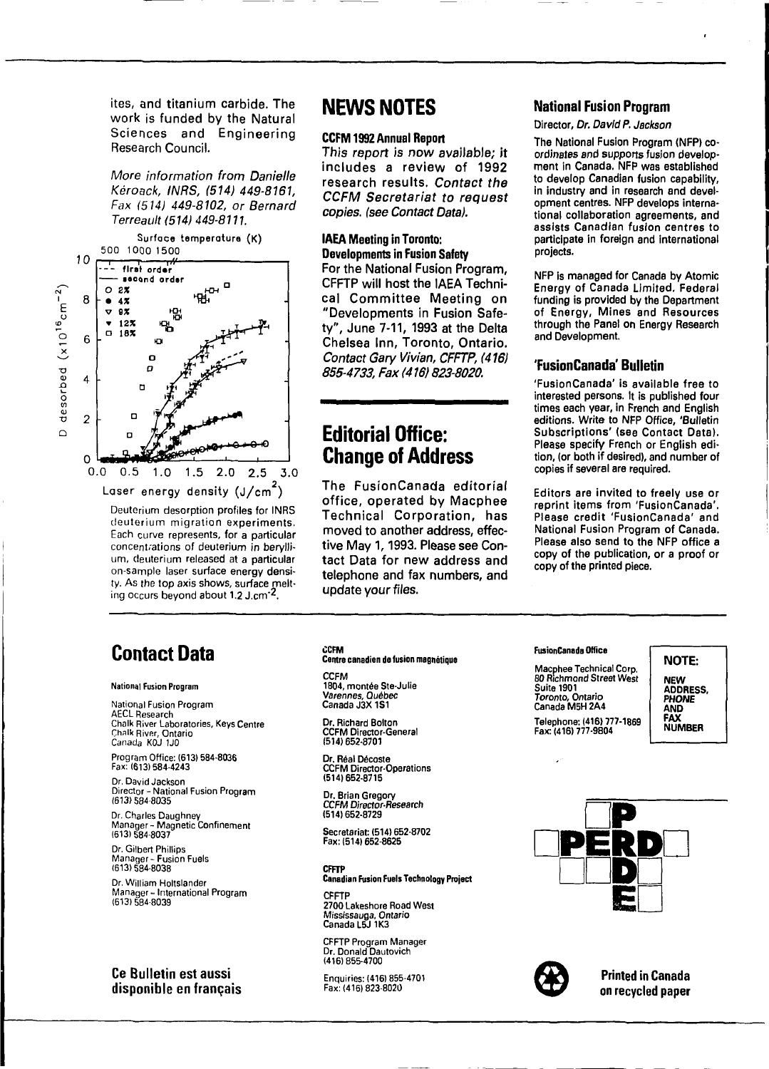ites, and titanium carbide. The work is funded by the Natural Sciences and Engineering Research Council.

*More information from Danielle Kéroack, INRS, (514) 449-8161, Fax (514) 449-8102, or Bernard Terreault (514) 449-8111.*

Surface temperature (K)

500 1000 1500

first order

second order

2%
4%
9%
12%
18%

D desorbed ($x10^{16}cm^{-2}$)

0 2 4 6 8 10

0.0 0.5 1.0 1.5 2.0 2.5 3.0

Laser energy density ($J/cm^2$)

Deuterium desorption profiles for INRS deuterium migration experiments. Each curve represents, for a particular concentrations of deuterium in beryllium, deuterium released at a particular on-sample laser surface energy density. As the top axis shows, surface melting occurs beyond about 1.2 $J.cm^{-2}$.

# NEWS NOTES

### CCFM 1992 Annual Report

*This report is now available; it includes a review of 1992 research results. Contact the CCFM Secretariat to request copies. (see Contact Data).*

### IAEA Meeting in Toronto: Developments in Fusion Safety

For the National Fusion Program, CFFTP will host the IAEA Technical Committee Meeting on "Developments in Fusion Safety", June 7-11, 1993 at the Delta Chelsea Inn, Toronto, Ontario. *Contact Gary Vivian, CFFTP, (416) 855-4733, Fax (416) 823-8020.*

## Editorial Office: Change of Address

The FusionCanada editorial office, operated by Macphee Technical Corporation, has moved to another address, effective May 1, 1993. Please see Contact Data for new address and telephone and fax numbers, and update your files.

### National Fusion Program

Director, *Dr. David P. Jackson*

The National Fusion Program (NFP) coordinates and supports fusion development in Canada. NFP was established to develop Canadian fusion capability, in industry and in research and development centres. NFP develops international collaboration agreements, and assists Canadian fusion centres to participate in foreign and international projects.

NFP is managed for Canada by Atomic Energy of Canada Limited. Federal funding is provided by the Department of Energy, Mines and Resources through the Panel on Energy Research and Development.

### 'FusionCanada' Bulletin

'FusionCanada' is available free to interested persons. It is published four times each year, in French and English editions. Write to NFP Office, 'Bulletin Subscriptions' (see Contact Data). Please specify French or English edition, (or both if desired), and number of copies if several are required.

Editors are invited to freely use or reprint items from 'FusionCanada'. Please credit 'FusionCanada' and National Fusion Program of Canada. Please also send to the NFP office a copy of the publication, or a proof or copy of the printed piece.

## Contact Data

**National Fusion Program**

National Fusion Program
AECL Research
Chalk River Laboratories, Keys Centre
Chalk River, Ontario
Canada K0J 1J0

Program Office: (613) 584-8036
Fax: (613) 584-4243

Dr. David Jackson
Director - National Fusion Program
(613) 584-8035

Dr. Charles Daughney
Manager - Magnetic Confinement
(613) 584-8037

Dr. Gilbert Phillips
Manager - Fusion Fuels
(613) 584-8038

Dr. William Holtslander
Manager - International Program
(613) 584-8039

**Ce Bulletin est aussi disponible en français**

**CCFM**
**Centre canadien de fusion magnétique**

CCFM
1804, montée Ste-Julie
*Varennes, Québec*
Canada J3X 1S1

Dr. Richard Bolton
CCFM Director-General
(514) 652-8701

Dr. Réal Décoste
CCFM Director-Operations
(514) 652-8715

Dr. Brian Gregory
*CCFM Director-Research*
(514) 652-8729

Secretariat: (514) 652-8702
Fax: (514) 652-8625

**CFFTP**
**Canadian Fusion Fuels Technology Project**

CFFTP
2700 Lakeshore Road West
*Mississauga, Ontario*
Canada L5J 1K3

CFFTP Program Manager
Dr. Donald Dautovich
(416) 855-4700

Enquiries: (416) 855-4701
Fax: (416) 823-8020

**FusionCanada Office**

Macphee Technical Corp.
80 Richmond Street West
Suite 1901
*Toronto, Ontario*
Canada M5H 2A4

Telephone: (416) 777-1869
Fax: (416) 777-9804

**NOTE:**
**NEW ADDRESS, PHONE AND FAX NUMBER**

**PERD**

**Printed in Canada on recycled paper**